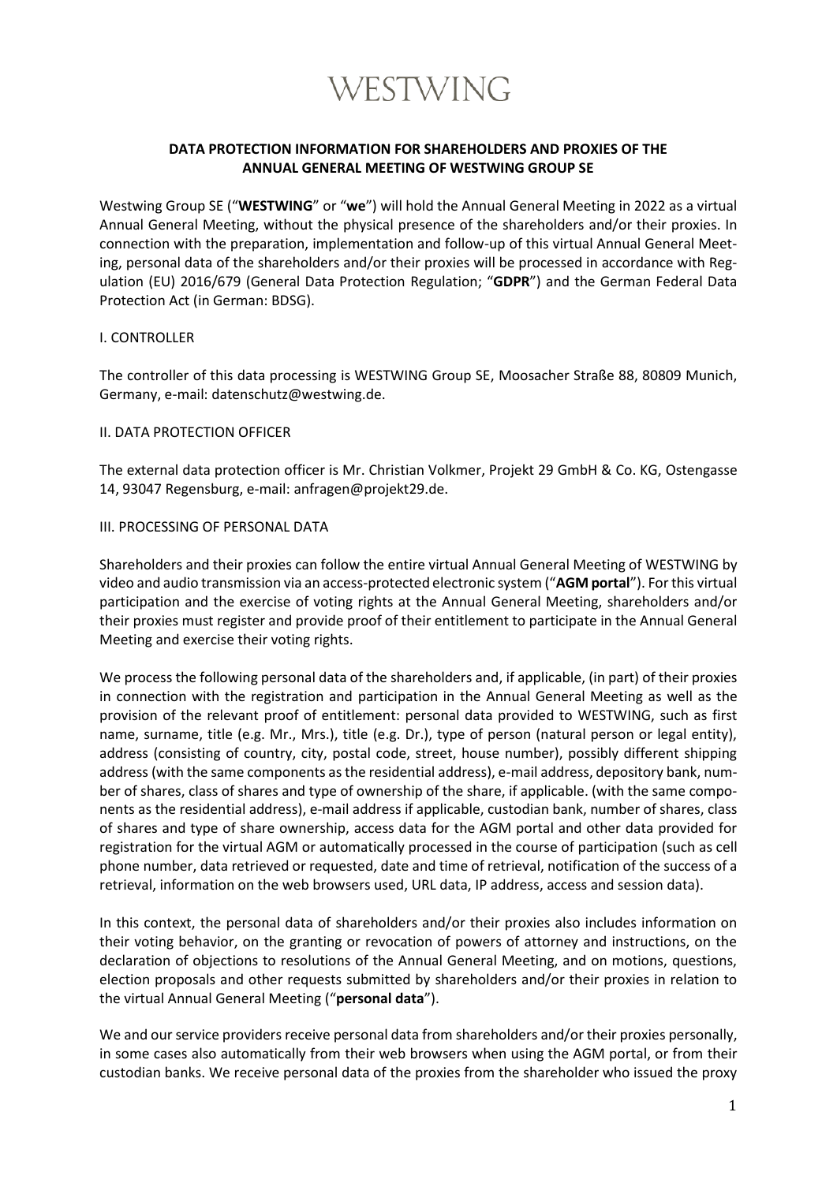# WESTWING

## DATA PROTECTION INFORMATION FOR SHAREHOLDERS AND PROXIES OF THE ANNUAL GENERAL MEETING OF WESTWING GROUP SE

Westwing Group SE ("**WESTWING**" or "**we**") will hold the Annual General Meeting in 2022 as a virtual Annual General Meeting, without the physical presence of the shareholders and/or their proxies. In connection with the preparation, implementation and follow-up of this virtual Annual General Meeting, personal data of the shareholders and/or their proxies will be processed in accordance with Regulation (EU) 2016/679 (General Data Protection Regulation; "**GDPR**") and the German Federal Data Protection Act (in German: BDSG).

### I. CONTROLLER

The controller of this data processing is WESTWING Group SE, Moosacher Straße 88, 80809 Munich, Germany, e-mail: datenschutz@westwing.de.

### II. DATA PROTECTION OFFICER

The external data protection officer is Mr. Christian Volkmer, Projekt 29 GmbH & Co. KG, Ostengasse 14, 93047 Regensburg, e-mail: anfragen@projekt29.de.

### III. PROCESSING OF PERSONAL DATA

Shareholders and their proxies can follow the entire virtual Annual General Meeting of WESTWING by video and audio transmission via an access-protected electronic system ("**AGM portal**"). For this virtual participation and the exercise of voting rights at the Annual General Meeting, shareholders and/or their proxies must register and provide proof of their entitlement to participate in the Annual General Meeting and exercise their voting rights.

We process the following personal data of the shareholders and, if applicable, (in part) of their proxies in connection with the registration and participation in the Annual General Meeting as well as the provision of the relevant proof of entitlement: personal data provided to WESTWING, such as first name, surname, title (e.g. Mr., Mrs.), title (e.g. Dr.), type of person (natural person or legal entity), address (consisting of country, city, postal code, street, house number), possibly different shipping address (with the same components as the residential address), e-mail address, depository bank, number of shares, class of shares and type of ownership of the share, if applicable. (with the same components as the residential address), e-mail address if applicable, custodian bank, number of shares, class of shares and type of share ownership, access data for the AGM portal and other data provided for registration for the virtual AGM or automatically processed in the course of participation (such as cell phone number, data retrieved or requested, date and time of retrieval, notification of the success of a retrieval, information on the web browsers used, URL data, IP address, access and session data).

In this context, the personal data of shareholders and/or their proxies also includes information on their voting behavior, on the granting or revocation of powers of attorney and instructions, on the declaration of objections to resolutions of the Annual General Meeting, and on motions, questions, election proposals and other requests submitted by shareholders and/or their proxies in relation to the virtual Annual General Meeting ("**personal data**").

We and our service providers receive personal data from shareholders and/or their proxies personally, in some cases also automatically from their web browsers when using the AGM portal, or from their custodian banks. We receive personal data of the proxies from the shareholder who issued the proxy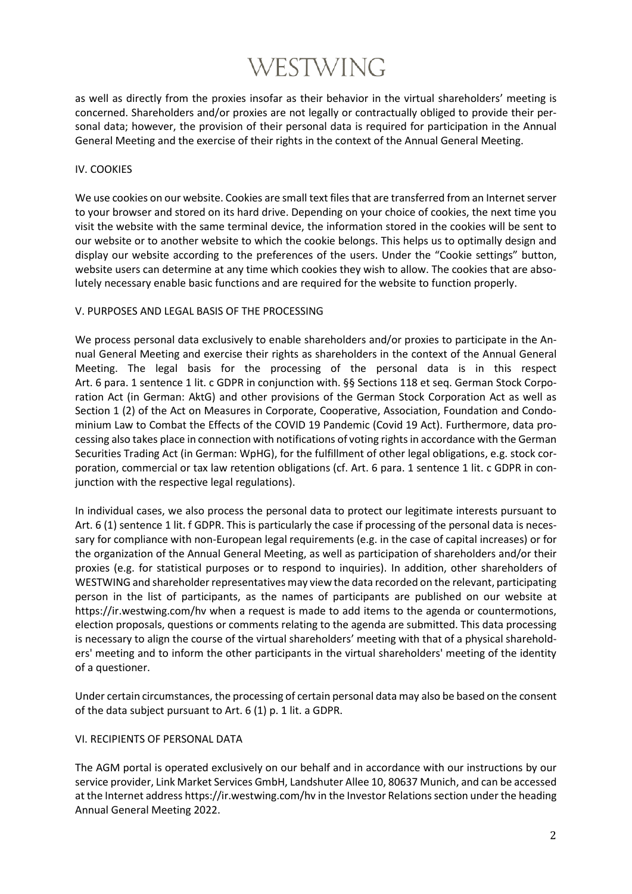as well as directly from the proxies insofar as their behavior in the virtual shareholders' meeting is concerned. Shareholders and/or proxies are not legally or contractually obliged to provide their personal data; however, the provision of their personal data is required for participation in the Annual General Meeting and the exercise of their rights in the context of the Annual General Meeting.

## IV. COOKIES

We use cookies on our website. Cookies are small text files that are transferred from an Internet server to your browser and stored on its hard drive. Depending on your choice of cookies, the next time you visit the website with the same terminal device, the information stored in the cookies will be sent to our website or to another website to which the cookie belongs. This helps us to optimally design and display our website according to the preferences of the users. Under the "Cookie settings" button, website users can determine at any time which cookies they wish to allow. The cookies that are absolutely necessary enable basic functions and are required for the website to function properly.

## V. PURPOSES AND LEGAL BASIS OF THE PROCESSING

We process personal data exclusively to enable shareholders and/or proxies to participate in the Annual General Meeting and exercise their rights as shareholders in the context of the Annual General Meeting. The legal basis for the processing of the personal data is in this respect Art. 6 para. 1 sentence 1 lit. c GDPR in conjunction with. §§ Sections 118 et seq. German Stock Corporation Act (in German: AktG) and other provisions of the German Stock Corporation Act as well as Section 1 (2) of the Act on Measures in Corporate, Cooperative, Association, Foundation and Condominium Law to Combat the Effects of the COVID 19 Pandemic (Covid 19 Act). Furthermore, data processing also takes place in connection with notifications of voting rights in accordance with the German Securities Trading Act (in German: WpHG), for the fulfillment of other legal obligations, e.g. stock corporation, commercial or tax law retention obligations (cf. Art. 6 para. 1 sentence 1 lit. c GDPR in conjunction with the respective legal regulations).

In individual cases, we also process the personal data to protect our legitimate interests pursuant to Art. 6 (1) sentence 1 lit. f GDPR. This is particularly the case if processing of the personal data is necessary for compliance with non-European legal requirements (e.g. in the case of capital increases) or for the organization of the Annual General Meeting, as well as participation of shareholders and/or their proxies (e.g. for statistical purposes or to respond to inquiries). In addition, other shareholders of WESTWING and shareholder representatives may view the data recorded on the relevant, participating person in the list of participants, as the names of participants are published on our website at https://ir.westwing.com/hv when a request is made to add items to the agenda or countermotions, election proposals, questions or comments relating to the agenda are submitted. This data processing is necessary to align the course of the virtual shareholders' meeting with that of a physical shareholders' meeting and to inform the other participants in the virtual shareholders' meeting of the identity of a questioner.

Under certain circumstances, the processing of certain personal data may also be based on the consent of the data subject pursuant to Art. 6 (1) p. 1 lit. a GDPR.

## VI. RECIPIENTS OF PERSONAL DATA

The AGM portal is operated exclusively on our behalf and in accordance with our instructions by our service provider, Link Market Services GmbH, Landshuter Allee 10, 80637 Munich, and can be accessed at the Internet address https://ir.westwing.com/hv in the Investor Relations section under the heading Annual General Meeting 2022.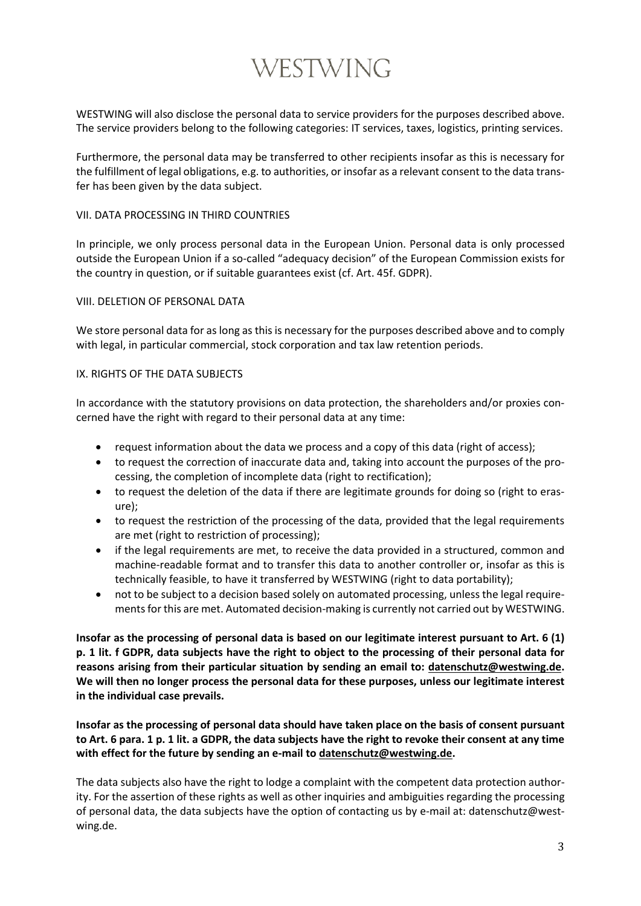WESTWING will also disclose the personal data to service providers for the purposes described above. The service providers belong to the following categories: IT services, taxes, logistics, printing services.

Furthermore, the personal data may be transferred to other recipients insofar as this is necessary for the fulfillment of legal obligations, e.g. to authorities, or insofar as a relevant consent to the data transfer has been given by the data subject.

## VII. DATA PROCESSING IN THIRD COUNTRIES

In principle, we only process personal data in the European Union. Personal data is only processed outside the European Union if a so-called "adequacy decision" of the European Commission exists for the country in question, or if suitable guarantees exist (cf. Art. 45f. GDPR).

## VIII. DELETION OF PERSONAL DATA

We store personal data for as long as this is necessary for the purposes described above and to comply with legal, in particular commercial, stock corporation and tax law retention periods.

## IX. RIGHTS OF THE DATA SUBJECTS

In accordance with the statutory provisions on data protection, the shareholders and/or proxies concerned have the right with regard to their personal data at any time:

- request information about the data we process and a copy of this data (right of access);
- to request the correction of inaccurate data and, taking into account the purposes of the processing, the completion of incomplete data (right to rectification);
- to request the deletion of the data if there are legitimate grounds for doing so (right to erasure);
- to request the restriction of the processing of the data, provided that the legal requirements are met (right to restriction of processing);
- if the legal requirements are met, to receive the data provided in a structured, common and machine-readable format and to transfer this data to another controller or, insofar as this is technically feasible, to have it transferred by WESTWING (right to data portability);
- not to be subject to a decision based solely on automated processing, unless the legal requirements for this are met. Automated decision-making is currently not carried out by WESTWING.

**Insofar as the processing of personal data is based on our legitimate interest pursuant to Art. 6 (1) p. 1 lit. f GDPR, data subjects have the right to object to the processing of their personal data for reasons arising from their particular situation by sending an email to: datenschutz@westwing.de. We will then no longer process the personal data for these purposes, unless our legitimate interest in the individual case prevails.**

**Insofar as the processing of personal data should have taken place on the basis of consent pursuant to Art. 6 para. 1 p. 1 lit. a GDPR, the data subjects have the right to revoke their consent at any time with effect for the future by sending an e-mail to datenschutz@westwing.de.**

The data subjects also have the right to lodge a complaint with the competent data protection authority. For the assertion of these rights as well as other inquiries and ambiguities regarding the processing of personal data, the data subjects have the option of contacting us by e-mail at: datenschutz@westwing.de.